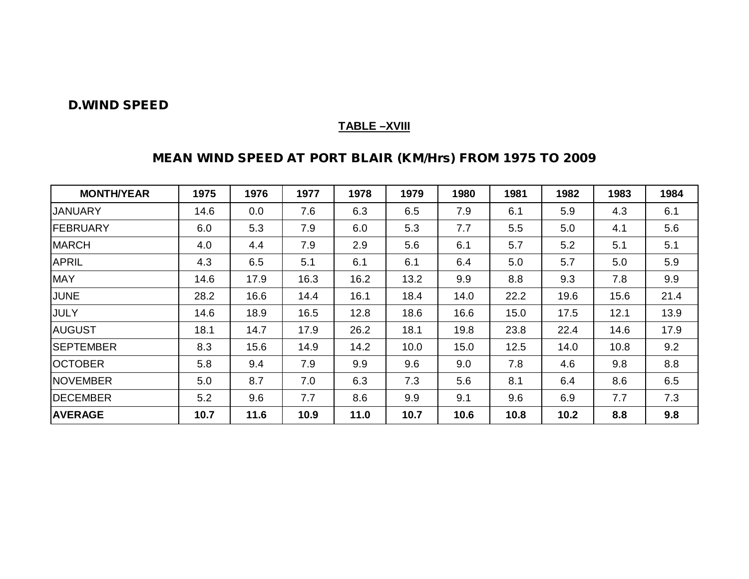## D.WIND SPEED

**TABLE –XVIII**

### MEAN WIND SPEED AT PORT BLAIR (KM/Hrs) FROM 1975 TO 2009

| MONTH/YEAR | 1975 | 1976 | 1977 | 1978 | 1979 | 1980 | 1981 | 1982 | 1983 | 1984 |
|---|---|---|---|---|---|---|---|---|---|---|
| JANUARY | 14.6 | 0.0 | 7.6 | 6.3 | 6.5 | 7.9 | 6.1 | 5.9 | 4.3 | 6.1 |
| FEBRUARY | 6.0 | 5.3 | 7.9 | 6.0 | 5.3 | 7.7 | 5.5 | 5.0 | 4.1 | 5.6 |
| MARCH | 4.0 | 4.4 | 7.9 | 2.9 | 5.6 | 6.1 | 5.7 | 5.2 | 5.1 | 5.1 |
| APRIL | 4.3 | 6.5 | 5.1 | 6.1 | 6.1 | 6.4 | 5.0 | 5.7 | 5.0 | 5.9 |
| MAY | 14.6 | 17.9 | 16.3 | 16.2 | 13.2 | 9.9 | 8.8 | 9.3 | 7.8 | 9.9 |
| JUNE | 28.2 | 16.6 | 14.4 | 16.1 | 18.4 | 14.0 | 22.2 | 19.6 | 15.6 | 21.4 |
| JULY | 14.6 | 18.9 | 16.5 | 12.8 | 18.6 | 16.6 | 15.0 | 17.5 | 12.1 | 13.9 |
| AUGUST | 18.1 | 14.7 | 17.9 | 26.2 | 18.1 | 19.8 | 23.8 | 22.4 | 14.6 | 17.9 |
| SEPTEMBER | 8.3 | 15.6 | 14.9 | 14.2 | 10.0 | 15.0 | 12.5 | 14.0 | 10.8 | 9.2 |
| OCTOBER | 5.8 | 9.4 | 7.9 | 9.9 | 9.6 | 9.0 | 7.8 | 4.6 | 9.8 | 8.8 |
| NOVEMBER | 5.0 | 8.7 | 7.0 | 6.3 | 7.3 | 5.6 | 8.1 | 6.4 | 8.6 | 6.5 |
| DECEMBER | 5.2 | 9.6 | 7.7 | 8.6 | 9.9 | 9.1 | 9.6 | 6.9 | 7.7 | 7.3 |
| **AVERAGE** | **10.7** | **11.6** | **10.9** | **11.0** | **10.7** | **10.6** | **10.8** | **10.2** | **8.8** | **9.8** |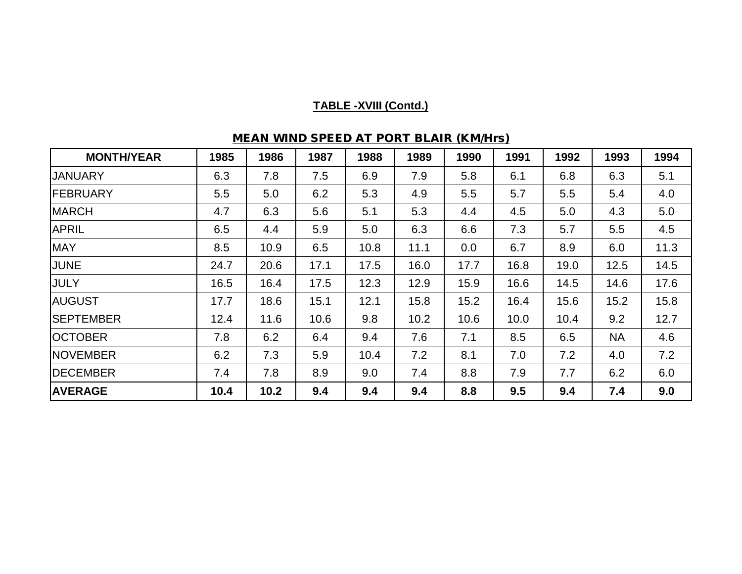**TABLE -XVIII (Contd.)**

**MEAN WIND SPEED AT PORT BLAIR (KM/Hrs)**

| MONTH/YEAR | 1985 | 1986 | 1987 | 1988 | 1989 | 1990 | 1991 | 1992 | 1993 | 1994 |
|---|---|---|---|---|---|---|---|---|---|---|
| JANUARY | 6.3 | 7.8 | 7.5 | 6.9 | 7.9 | 5.8 | 6.1 | 6.8 | 6.3 | 5.1 |
| FEBRUARY | 5.5 | 5.0 | 6.2 | 5.3 | 4.9 | 5.5 | 5.7 | 5.5 | 5.4 | 4.0 |
| MARCH | 4.7 | 6.3 | 5.6 | 5.1 | 5.3 | 4.4 | 4.5 | 5.0 | 4.3 | 5.0 |
| APRIL | 6.5 | 4.4 | 5.9 | 5.0 | 6.3 | 6.6 | 7.3 | 5.7 | 5.5 | 4.5 |
| MAY | 8.5 | 10.9 | 6.5 | 10.8 | 11.1 | 0.0 | 6.7 | 8.9 | 6.0 | 11.3 |
| JUNE | 24.7 | 20.6 | 17.1 | 17.5 | 16.0 | 17.7 | 16.8 | 19.0 | 12.5 | 14.5 |
| JULY | 16.5 | 16.4 | 17.5 | 12.3 | 12.9 | 15.9 | 16.6 | 14.5 | 14.6 | 17.6 |
| AUGUST | 17.7 | 18.6 | 15.1 | 12.1 | 15.8 | 15.2 | 16.4 | 15.6 | 15.2 | 15.8 |
| SEPTEMBER | 12.4 | 11.6 | 10.6 | 9.8 | 10.2 | 10.6 | 10.0 | 10.4 | 9.2 | 12.7 |
| OCTOBER | 7.8 | 6.2 | 6.4 | 9.4 | 7.6 | 7.1 | 8.5 | 6.5 | NA | 4.6 |
| NOVEMBER | 6.2 | 7.3 | 5.9 | 10.4 | 7.2 | 8.1 | 7.0 | 7.2 | 4.0 | 7.2 |
| DECEMBER | 7.4 | 7.8 | 8.9 | 9.0 | 7.4 | 8.8 | 7.9 | 7.7 | 6.2 | 6.0 |
| **AVERAGE** | **10.4** | **10.2** | **9.4** | **9.4** | **9.4** | **8.8** | **9.5** | **9.4** | **7.4** | **9.0** |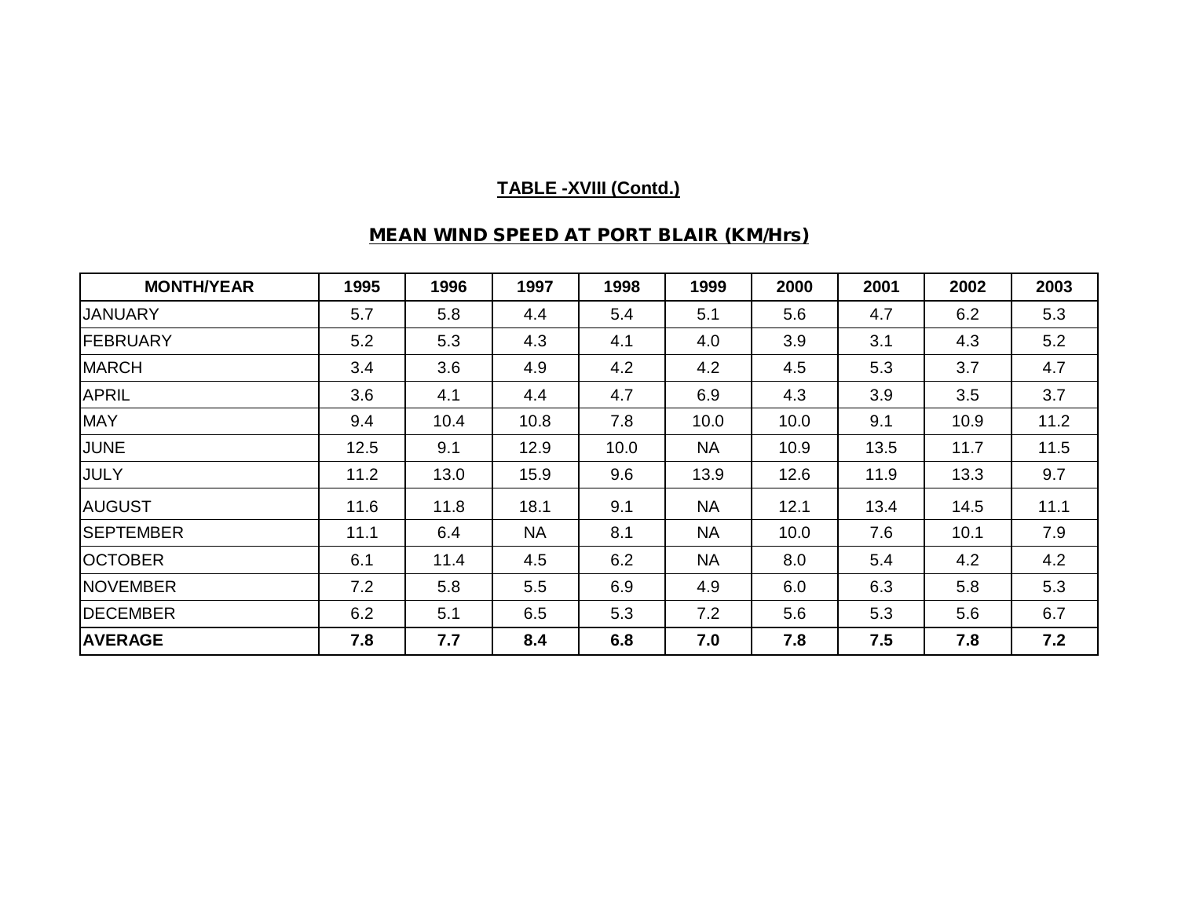## TABLE -XVIII (Contd.)

## MEAN WIND SPEED AT PORT BLAIR (KM/Hrs)

| MONTH/YEAR | 1995 | 1996 | 1997 | 1998 | 1999 | 2000 | 2001 | 2002 | 2003 |
|---|---|---|---|---|---|---|---|---|---|
| JANUARY | 5.7 | 5.8 | 4.4 | 5.4 | 5.1 | 5.6 | 4.7 | 6.2 | 5.3 |
| FEBRUARY | 5.2 | 5.3 | 4.3 | 4.1 | 4.0 | 3.9 | 3.1 | 4.3 | 5.2 |
| MARCH | 3.4 | 3.6 | 4.9 | 4.2 | 4.2 | 4.5 | 5.3 | 3.7 | 4.7 |
| APRIL | 3.6 | 4.1 | 4.4 | 4.7 | 6.9 | 4.3 | 3.9 | 3.5 | 3.7 |
| MAY | 9.4 | 10.4 | 10.8 | 7.8 | 10.0 | 10.0 | 9.1 | 10.9 | 11.2 |
| JUNE | 12.5 | 9.1 | 12.9 | 10.0 | NA | 10.9 | 13.5 | 11.7 | 11.5 |
| JULY | 11.2 | 13.0 | 15.9 | 9.6 | 13.9 | 12.6 | 11.9 | 13.3 | 9.7 |
| AUGUST | 11.6 | 11.8 | 18.1 | 9.1 | NA | 12.1 | 13.4 | 14.5 | 11.1 |
| SEPTEMBER | 11.1 | 6.4 | NA | 8.1 | NA | 10.0 | 7.6 | 10.1 | 7.9 |
| OCTOBER | 6.1 | 11.4 | 4.5 | 6.2 | NA | 8.0 | 5.4 | 4.2 | 4.2 |
| NOVEMBER | 7.2 | 5.8 | 5.5 | 6.9 | 4.9 | 6.0 | 6.3 | 5.8 | 5.3 |
| DECEMBER | 6.2 | 5.1 | 6.5 | 5.3 | 7.2 | 5.6 | 5.3 | 5.6 | 6.7 |
| **AVERAGE** | **7.8** | **7.7** | **8.4** | **6.8** | **7.0** | **7.8** | **7.5** | **7.8** | **7.2** |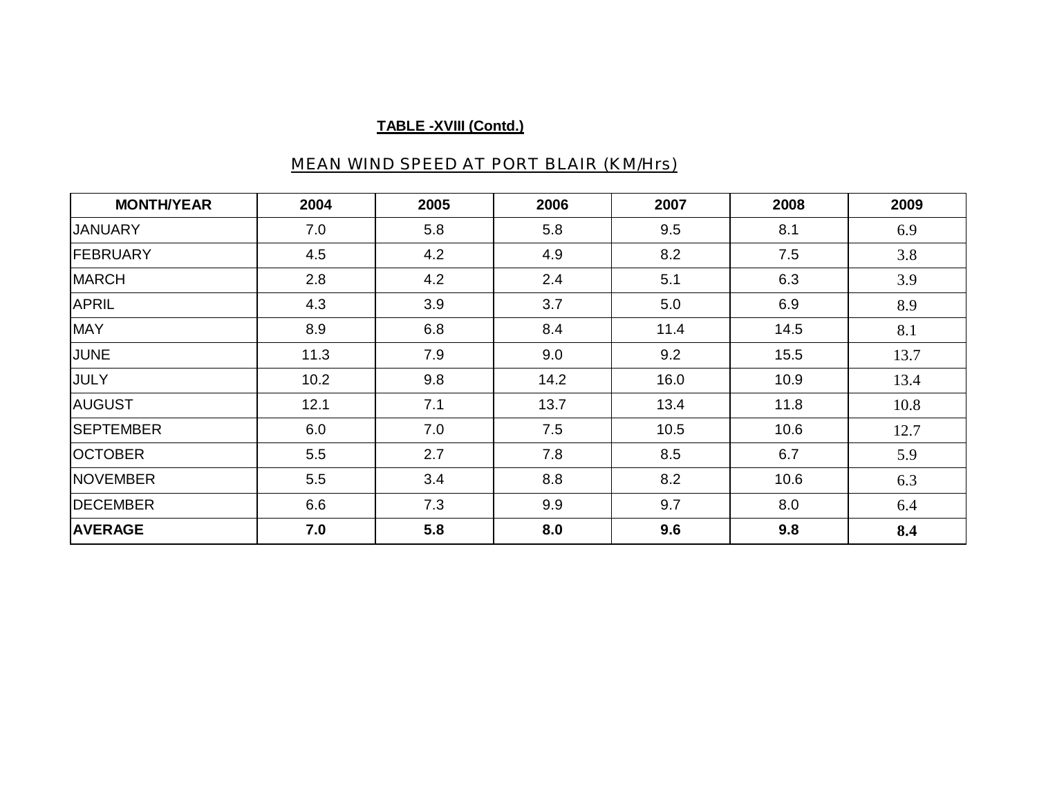**TABLE -XVIII (Contd.)**

MEAN WIND SPEED AT PORT BLAIR (KM/Hrs)

| MONTH/YEAR | 2004 | 2005 | 2006 | 2007 | 2008 | 2009 |
|---|---|---|---|---|---|---|
| JANUARY | 7.0 | 5.8 | 5.8 | 9.5 | 8.1 | 6.9 |
| FEBRUARY | 4.5 | 4.2 | 4.9 | 8.2 | 7.5 | 3.8 |
| MARCH | 2.8 | 4.2 | 2.4 | 5.1 | 6.3 | 3.9 |
| APRIL | 4.3 | 3.9 | 3.7 | 5.0 | 6.9 | 8.9 |
| MAY | 8.9 | 6.8 | 8.4 | 11.4 | 14.5 | 8.1 |
| JUNE | 11.3 | 7.9 | 9.0 | 9.2 | 15.5 | 13.7 |
| JULY | 10.2 | 9.8 | 14.2 | 16.0 | 10.9 | 13.4 |
| AUGUST | 12.1 | 7.1 | 13.7 | 13.4 | 11.8 | 10.8 |
| SEPTEMBER | 6.0 | 7.0 | 7.5 | 10.5 | 10.6 | 12.7 |
| OCTOBER | 5.5 | 2.7 | 7.8 | 8.5 | 6.7 | 5.9 |
| NOVEMBER | 5.5 | 3.4 | 8.8 | 8.2 | 10.6 | 6.3 |
| DECEMBER | 6.6 | 7.3 | 9.9 | 9.7 | 8.0 | 6.4 |
| **AVERAGE** | **7.0** | **5.8** | **8.0** | **9.6** | **9.8** | **8.4** |